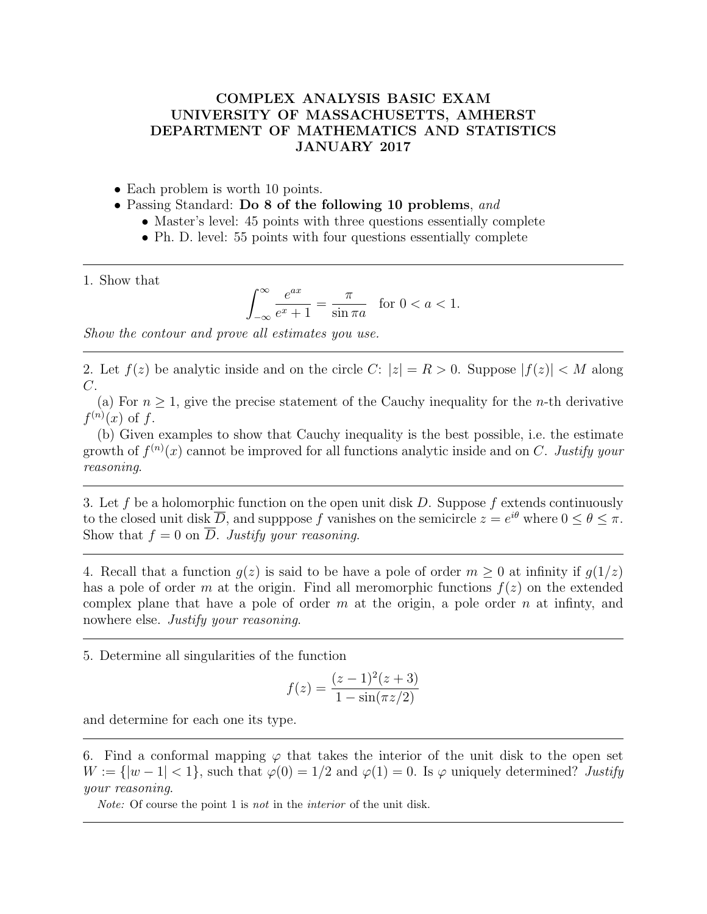# COMPLEX ANALYSIS BASIC EXAM
# UNIVERSITY OF MASSACHUSETTS, AMHERST
# DEPARTMENT OF MATHEMATICS AND STATISTICS
# JANUARY 2017

- Each problem is worth 10 points.
- Passing Standard: **Do 8 of the following 10 problems**, *and*
  - Master's level: 45 points with three questions essentially complete
  - Ph. D. level: 55 points with four questions essentially complete

---

1. Show that

$$\int_{-\infty}^{\infty} \frac{e^{ax}}{e^x + 1} = \frac{\pi}{\sin \pi a} \quad \text{for } 0 < a < 1.$$

*Show the contour and prove all estimates you use.*

---

2. Let $f(z)$ be analytic inside and on the circle $C$: $|z| = R > 0$. Suppose $|f(z)| < M$ along $C$.

(a) For $n \geq 1$, give the precise statement of the Cauchy inequality for the $n$-th derivative $f^{(n)}(x)$ of $f$.

(b) Given examples to show that Cauchy inequality is the best possible, i.e. the estimate growth of $f^{(n)}(x)$ cannot be improved for all functions analytic inside and on $C$. *Justify your reasoning.*

---

3. Let $f$ be a holomorphic function on the open unit disk $D$. Suppose $f$ extends continuously to the closed unit disk $\overline{D}$, and supppose $f$ vanishes on the semicircle $z = e^{i\theta}$ where $0 \leq \theta \leq \pi$. Show that $f = 0$ on $\overline{D}$. *Justify your reasoning.*

---

4. Recall that a function $g(z)$ is said to be have a pole of order $m \geq 0$ at infinity if $g(1/z)$ has a pole of order $m$ at the origin. Find all meromorphic functions $f(z)$ on the extended complex plane that have a pole of order $m$ at the origin, a pole order $n$ at infinty, and nowhere else. *Justify your reasoning.*

---

5. Determine all singularities of the function

$$f(z) = \frac{(z-1)^2(z+3)}{1 - \sin(\pi z/2)}$$

and determine for each one its type.

---

6. Find a conformal mapping $\varphi$ that takes the interior of the unit disk to the open set $W := \{|w - 1| < 1\}$, such that $\varphi(0) = 1/2$ and $\varphi(1) = 0$. Is $\varphi$ uniquely determined? *Justify your reasoning.*

*Note:* Of course the point 1 is *not* in the *interior* of the unit disk.

---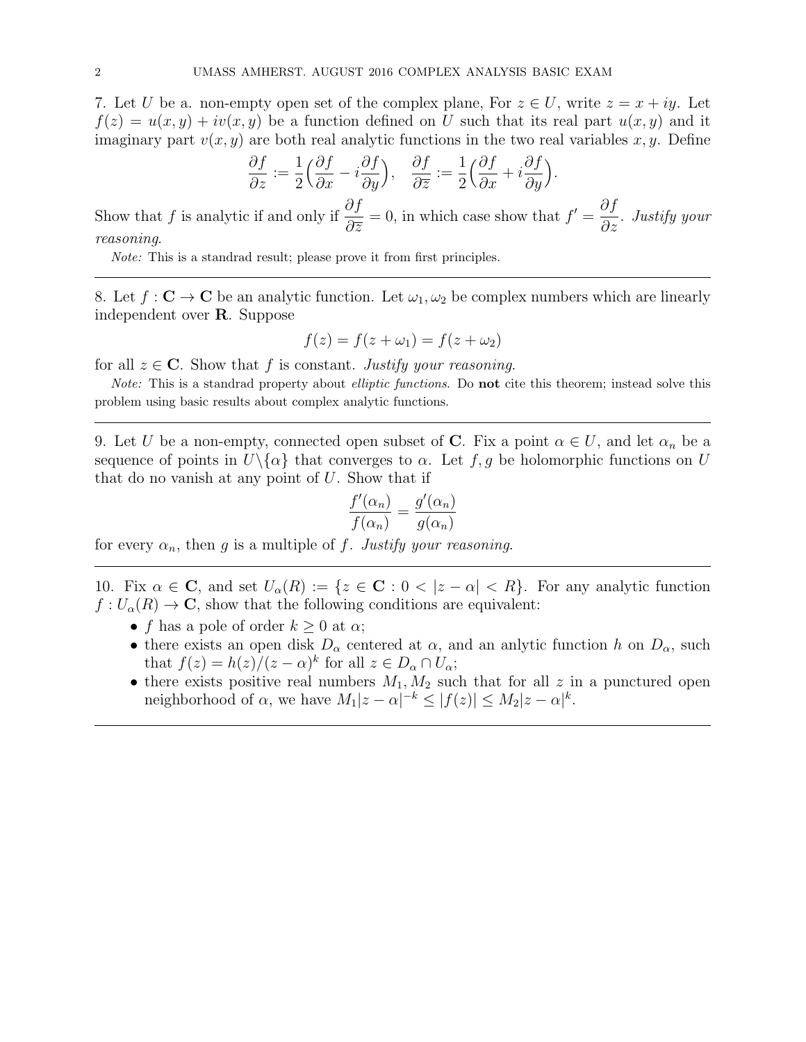7. Let $U$ be a. non-empty open set of the complex plane, For $z \in U$, write $z = x + iy$. Let $f(z) = u(x,y) + iv(x,y)$ be a function defined on $U$ such that its real part $u(x,y)$ and it imaginary part $v(x,y)$ are both real analytic functions in the two real variables $x, y$. Define

$$\frac{\partial f}{\partial z} := \frac{1}{2}\Big(\frac{\partial f}{\partial x} - i\frac{\partial f}{\partial y}\Big), \quad \frac{\partial f}{\partial \bar{z}} := \frac{1}{2}\Big(\frac{\partial f}{\partial x} + i\frac{\partial f}{\partial y}\Big).$$

Show that $f$ is analytic if and only if $\dfrac{\partial f}{\partial \bar{z}} = 0$, in which case show that $f' = \dfrac{\partial f}{\partial z}$. *Justify your reasoning.*

*Note:* This is a standrad result; please prove it from first principles.

---

8. Let $f : \mathbf{C} \to \mathbf{C}$ be an analytic function. Let $\omega_1, \omega_2$ be complex numbers which are linearly independent over $\mathbf{R}$. Suppose

$$f(z) = f(z + \omega_1) = f(z + \omega_2)$$

for all $z \in \mathbf{C}$. Show that $f$ is constant. *Justify your reasoning.*

*Note:* This is a standrad property about *elliptic functions*. Do **not** cite this theorem; instead solve this problem using basic results about complex analytic functions.

---

9. Let $U$ be a non-empty, connected open subset of $\mathbf{C}$. Fix a point $\alpha \in U$, and let $\alpha_n$ be a sequence of points in $U \backslash \{\alpha\}$ that converges to $\alpha$. Let $f, g$ be holomorphic functions on $U$ that do no vanish at any point of $U$. Show that if

$$\frac{f'(\alpha_n)}{f(\alpha_n)} = \frac{g'(\alpha_n)}{g(\alpha_n)}$$

for every $\alpha_n$, then $g$ is a multiple of $f$. *Justify your reasoning.*

---

10. Fix $\alpha \in \mathbf{C}$, and set $U_\alpha(R) := \{z \in \mathbf{C} : 0 < |z - \alpha| < R\}$. For any analytic function $f : U_\alpha(R) \to \mathbf{C}$, show that the following conditions are equivalent:

- $f$ has a pole of order $k \geq 0$ at $\alpha$;
- there exists an open disk $D_\alpha$ centered at $\alpha$, and an anlytic function $h$ on $D_\alpha$, such that $f(z) = h(z)/(z - \alpha)^k$ for all $z \in D_\alpha \cap U_\alpha$;
- there exists positive real numbers $M_1, M_2$ such that for all $z$ in a punctured open neighborhood of $\alpha$, we have $M_1|z - \alpha|^{-k} \leq |f(z)| \leq M_2|z - \alpha|^k$.

---